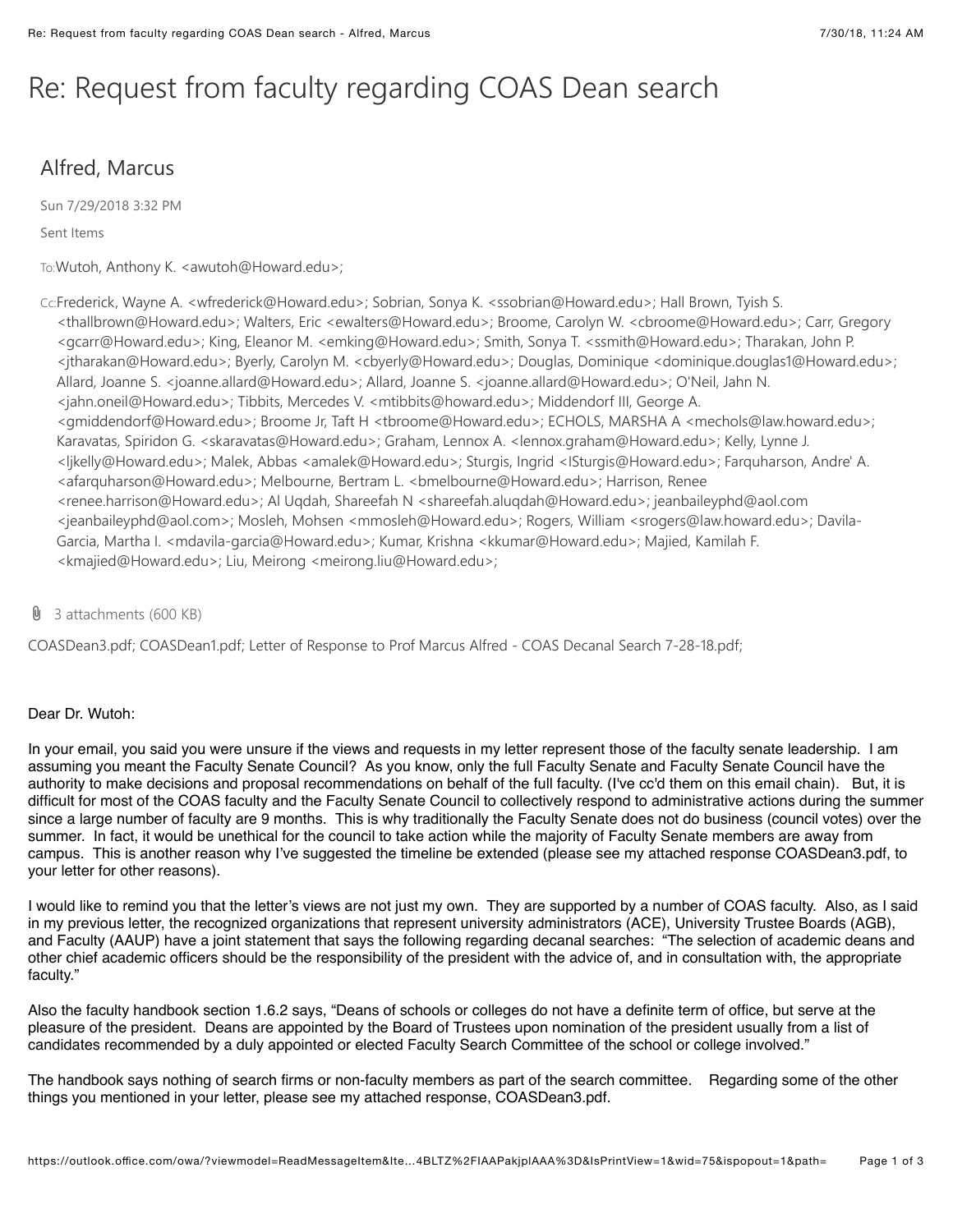# Re: Request from faculty regarding COAS Dean search

## Alfred, Marcus

Sun 7/29/2018 3:32 PM

Sent Items

To: Wutoh, Anthony K. <awutoh@Howard.edu>;

Cc: Frederick, Wayne A. <wfrederick@Howard.edu>; Sobrian, Sonya K. <ssobrian@Howard.edu>; Hall Brown, Tyish S. <thallbrown@Howard.edu>; Walters, Eric <ewalters@Howard.edu>; Broome, Carolyn W. <cbroome@Howard.edu>; Carr, Gregory <gcarr@Howard.edu>; King, Eleanor M. <emking@Howard.edu>; Smith, Sonya T. <ssmith@Howard.edu>; Tharakan, John P. <jtharakan@Howard.edu>; Byerly, Carolyn M. <cbyerly@Howard.edu>; Douglas, Dominique <dominique.douglas1@Howard.edu>; Allard, Joanne S. <joanne.allard@Howard.edu>; Allard, Joanne S. <joanne.allard@Howard.edu>; O'Neil, Jahn N. <jahn.oneil@Howard.edu>; Tibbits, Mercedes V. <mtibbits@howard.edu>; Middendorf III, George A. <gmiddendorf@Howard.edu>; Broome Jr, Taft H <tbroome@Howard.edu>; ECHOLS, MARSHA A <mechols@law.howard.edu>; Karavatas, Spiridon G. <skaravatas@Howard.edu>; Graham, Lennox A. <lennox.graham@Howard.edu>; Kelly, Lynne J. <ljkelly@Howard.edu>; Malek, Abbas <amalek@Howard.edu>; Sturgis, Ingrid <ISturgis@Howard.edu>; Farquharson, Andre' A. <afarquharson@Howard.edu>; Melbourne, Bertram L. <bmelbourne@Howard.edu>; Harrison, Renee <renee.harrison@Howard.edu>; Al Uqdah, Shareefah N <shareefah.aluqdah@Howard.edu>; jeanbaileyphd@aol.com <jeanbaileyphd@aol.com>; Mosleh, Mohsen <mmosleh@Howard.edu>; Rogers, William <srogers@law.howard.edu>; Davila-Garcia, Martha I. <mdavila-garcia@Howard.edu>; Kumar, Krishna <kkumar@Howard.edu>; Majied, Kamilah F. <kmajied@Howard.edu>; Liu, Meirong <meirong.liu@Howard.edu>;

3 attachments (600 KB)

COASDean3.pdf; COASDean1.pdf; Letter of Response to Prof Marcus Alfred - COAS Decanal Search 7-28-18.pdf;

Dear Dr. Wutoh:

In your email, you said you were unsure if the views and requests in my letter represent those of the faculty senate leadership. I am assuming you meant the Faculty Senate Council? As you know, only the full Faculty Senate and Faculty Senate Council have the authority to make decisions and proposal recommendations on behalf of the full faculty. (I've cc'd them on this email chain). But, it is difficult for most of the COAS faculty and the Faculty Senate Council to collectively respond to administrative actions during the summer since a large number of faculty are 9 months. This is why traditionally the Faculty Senate does not do business (council votes) over the summer. In fact, it would be unethical for the council to take action while the majority of Faculty Senate members are away from campus. This is another reason why I've suggested the timeline be extended (please see my attached response COASDean3.pdf, to your letter for other reasons).

I would like to remind you that the letter's views are not just my own. They are supported by a number of COAS faculty. Also, as I said in my previous letter, the recognized organizations that represent university administrators (ACE), University Trustee Boards (AGB), and Faculty (AAUP) have a joint statement that says the following regarding decanal searches: "The selection of academic deans and other chief academic officers should be the responsibility of the president with the advice of, and in consultation with, the appropriate faculty."

Also the faculty handbook section 1.6.2 says, "Deans of schools or colleges do not have a definite term of office, but serve at the pleasure of the president. Deans are appointed by the Board of Trustees upon nomination of the president usually from a list of candidates recommended by a duly appointed or elected Faculty Search Committee of the school or college involved."

The handbook says nothing of search firms or non-faculty members as part of the search committee. Regarding some of the other things you mentioned in your letter, please see my attached response, COASDean3.pdf.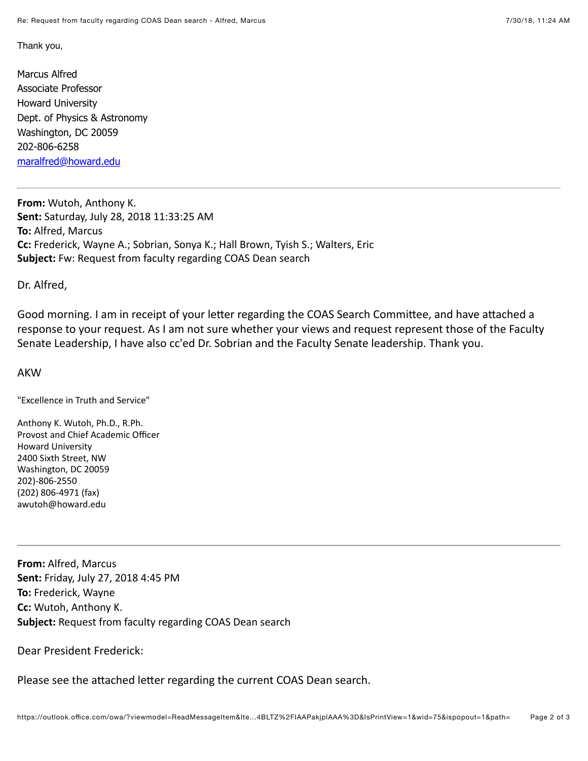Thank you,

Marcus Alfred
Associate Professor
Howard University
Dept. of Physics & Astronomy
Washington, DC 20059
202-806-6258
maralfred@howard.edu

---

**From:** Wutoh, Anthony K.
**Sent:** Saturday, July 28, 2018 11:33:25 AM
**To:** Alfred, Marcus
**Cc:** Frederick, Wayne A.; Sobrian, Sonya K.; Hall Brown, Tyish S.; Walters, Eric
**Subject:** Fw: Request from faculty regarding COAS Dean search

Dr. Alfred,

Good morning. I am in receipt of your letter regarding the COAS Search Committee, and have attached a response to your request. As I am not sure whether your views and request represent those of the Faculty Senate Leadership, I have also cc'ed Dr. Sobrian and the Faculty Senate leadership. Thank you.

AKW

"Excellence in Truth and Service"

Anthony K. Wutoh, Ph.D., R.Ph.
Provost and Chief Academic Officer
Howard University
2400 Sixth Street, NW
Washington, DC 20059
202)-806-2550
(202) 806-4971 (fax)
awutoh@howard.edu

---

**From:** Alfred, Marcus
**Sent:** Friday, July 27, 2018 4:45 PM
**To:** Frederick, Wayne
**Cc:** Wutoh, Anthony K.
**Subject:** Request from faculty regarding COAS Dean search

Dear President Frederick:

Please see the attached letter regarding the current COAS Dean search.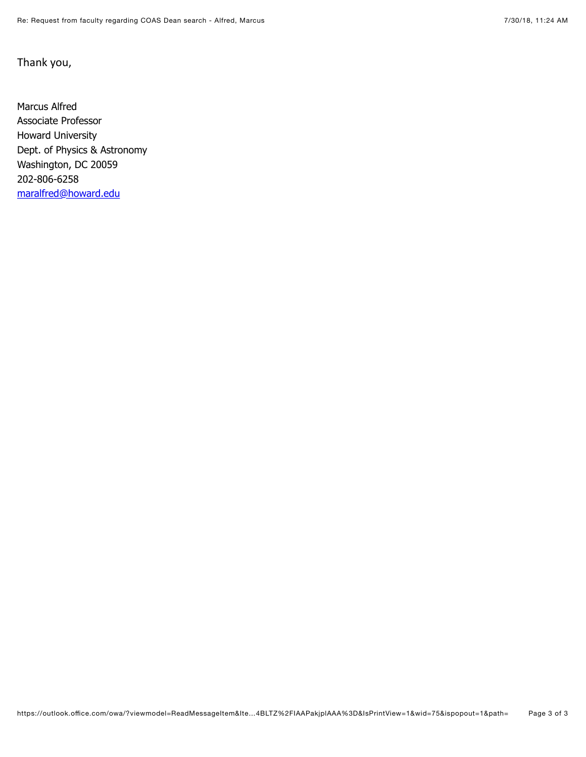Thank you,

Marcus Alfred  
Associate Professor  
Howard University  
Dept. of Physics & Astronomy  
Washington, DC 20059  
202-806-6258  
maralfred@howard.edu